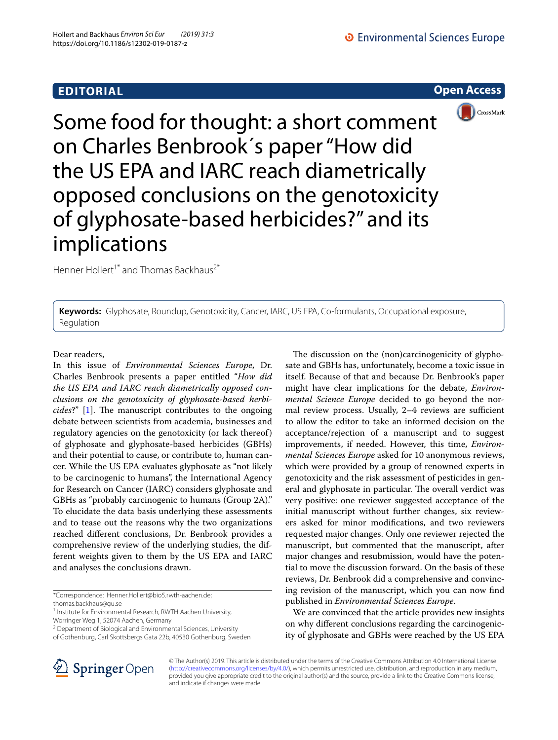EDITORIAL

Open Access

# Some food for thought: a short comment on Charles Benbrook´s paper "How did the US EPA and IARC reach diametrically opposed conclusions on the genotoxicity of glyphosate-based herbicides?" and its implications

Henner Hollert[1*] and Thomas Backhaus[2*]

**Keywords:** Glyphosate, Roundup, Genotoxicity, Cancer, IARC, US EPA, Co-formulants, Occupational exposure, Regulation

Dear readers,

In this issue of *Environmental Sciences Europe*, Dr. Charles Benbrook presents a paper entitled "*How did the US EPA and IARC reach diametrically opposed conclusions on the genotoxicity of glyphosate-based herbicides*?" [1]. The manuscript contributes to the ongoing debate between scientists from academia, businesses and regulatory agencies on the genotoxicity (or lack thereof) of glyphosate and glyphosate-based herbicides (GBHs) and their potential to cause, or contribute to, human cancer. While the US EPA evaluates glyphosate as "not likely to be carcinogenic to humans", the International Agency for Research on Cancer (IARC) considers glyphosate and GBHs as "probably carcinogenic to humans (Group 2A)." To elucidate the data basis underlying these assessments and to tease out the reasons why the two organizations reached different conclusions, Dr. Benbrook provides a comprehensive review of the underlying studies, the different weights given to them by the US EPA and IARC and analyses the conclusions drawn.

The discussion on the (non)carcinogenicity of glyphosate and GBHs has, unfortunately, become a toxic issue in itself. Because of that and because Dr. Benbrook's paper might have clear implications for the debate, *Environmental Science Europe* decided to go beyond the normal review process. Usually, 2–4 reviews are sufficient to allow the editor to take an informed decision on the acceptance/rejection of a manuscript and to suggest improvements, if needed. However, this time, *Environmental Sciences Europe* asked for 10 anonymous reviews, which were provided by a group of renowned experts in genotoxicity and the risk assessment of pesticides in general and glyphosate in particular. The overall verdict was very positive: one reviewer suggested acceptance of the initial manuscript without further changes, six reviewers asked for minor modifications, and two reviewers requested major changes. Only one reviewer rejected the manuscript, but commented that the manuscript, after major changes and resubmission, would have the potential to move the discussion forward. On the basis of these reviews, Dr. Benbrook did a comprehensive and convincing revision of the manuscript, which you can now find published in *Environmental Sciences Europe*.

We are convinced that the article provides new insights on why different conclusions regarding the carcinogenicity of glyphosate and GBHs were reached by the US EPA

*Correspondence: Henner.Hollert@bio5.rwth-aachen.de; thomas.backhaus@gu.se

[1] Institute for Environmental Research, RWTH Aachen University, Worringer Weg 1, 52074 Aachen, Germany

[2] Department of Biological and Environmental Sciences, University of Gothenburg, Carl Skottsbergs Gata 22b, 40530 Gothenburg, Sweden

© The Author(s) 2019. This article is distributed under the terms of the Creative Commons Attribution 4.0 International License (http://creativecommons.org/licenses/by/4.0/), which permits unrestricted use, distribution, and reproduction in any medium, provided you give appropriate credit to the original author(s) and the source, provide a link to the Creative Commons license, and indicate if changes were made.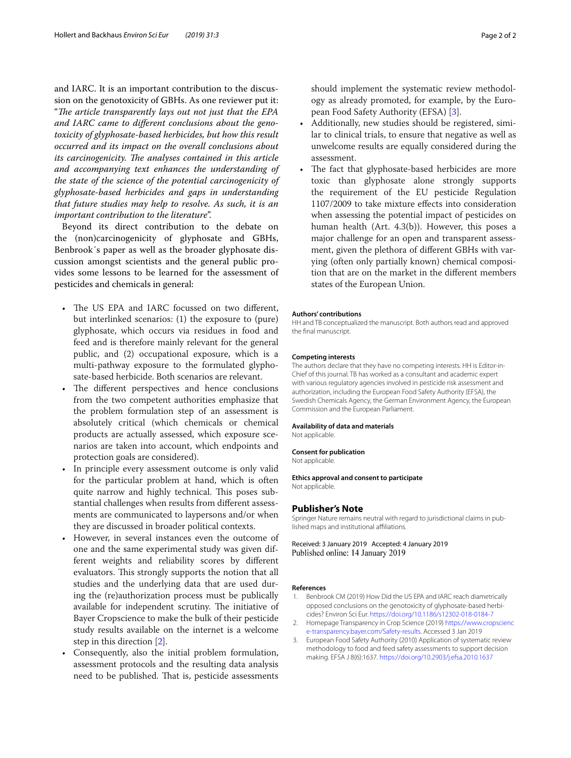and IARC. It is an important contribution to the discussion on the genotoxicity of GBHs. As one reviewer put it: "*The article transparently lays out not just that the EPA and IARC came to different conclusions about the genotoxicity of glyphosate-based herbicides, but how this result occurred and its impact on the overall conclusions about its carcinogenicity. The analyses contained in this article and accompanying text enhances the understanding of the state of the science of the potential carcinogenicity of glyphosate-based herbicides and gaps in understanding that future studies may help to resolve. As such, it is an important contribution to the literature*".

Beyond its direct contribution to the debate on the (non)carcinogenicity of glyphosate and GBHs, Benbrook´s paper as well as the broader glyphosate discussion amongst scientists and the general public provides some lessons to be learned for the assessment of pesticides and chemicals in general:

- The US EPA and IARC focussed on two different, but interlinked scenarios: (1) the exposure to (pure) glyphosate, which occurs via residues in food and feed and is therefore mainly relevant for the general public, and (2) occupational exposure, which is a multi-pathway exposure to the formulated glyphosate-based herbicide. Both scenarios are relevant.
- The different perspectives and hence conclusions from the two competent authorities emphasize that the problem formulation step of an assessment is absolutely critical (which chemicals or chemical products are actually assessed, which exposure scenarios are taken into account, which endpoints and protection goals are considered).
- In principle every assessment outcome is only valid for the particular problem at hand, which is often quite narrow and highly technical. This poses substantial challenges when results from different assessments are communicated to laypersons and/or when they are discussed in broader political contexts.
- However, in several instances even the outcome of one and the same experimental study was given different weights and reliability scores by different evaluators. This strongly supports the notion that all studies and the underlying data that are used during the (re)authorization process must be publically available for independent scrutiny. The initiative of Bayer Cropscience to make the bulk of their pesticide study results available on the internet is a welcome step in this direction [2].
- Consequently, also the initial problem formulation, assessment protocols and the resulting data analysis need to be published. That is, pesticide assessments should implement the systematic review methodology as already promoted, for example, by the European Food Safety Authority (EFSA) [3].
- Additionally, new studies should be registered, similar to clinical trials, to ensure that negative as well as unwelcome results are equally considered during the assessment.
- The fact that glyphosate-based herbicides are more toxic than glyphosate alone strongly supports the requirement of the EU pesticide Regulation 1107/2009 to take mixture effects into consideration when assessing the potential impact of pesticides on human health (Art. 4.3(b)). However, this poses a major challenge for an open and transparent assessment, given the plethora of different GBHs with varying (often only partially known) chemical composition that are on the market in the different members states of the European Union.

**Authors' contributions**

HH and TB conceptualized the manuscript. Both authors read and approved the final manuscript.

**Competing interests**

The authors declare that they have no competing interests. HH is Editor-in-Chief of this journal. TB has worked as a consultant and academic expert with various regulatory agencies involved in pesticide risk assessment and authorization, including the European Food Safety Authority (EFSA), the Swedish Chemicals Agency, the German Environment Agency, the European Commission and the European Parliament.

**Availability of data and materials**

Not applicable.

**Consent for publication**

Not applicable.

**Ethics approval and consent to participate**

Not applicable.

## Publisher's Note

Springer Nature remains neutral with regard to jurisdictional claims in published maps and institutional affiliations.

Received: 3 January 2019 Accepted: 4 January 2019
Published online: 14 January 2019

**References**

1. Benbrook CM (2019) How Did the US EPA and IARC reach diametrically opposed conclusions on the genotoxicity of glyphosate-based herbicides? Environ Sci Eur. https://doi.org/10.1186/s12302-018-0184-7
2. Homepage Transparency in Crop Science (2019) https://www.cropscience-transparency.bayer.com/Safety-results. Accessed 3 Jan 2019
3. European Food Safety Authority (2010) Application of systematic review methodology to food and feed safety assessments to support decision making. EFSA J 8(6):1637. https://doi.org/10.2903/j.efsa.2010.1637